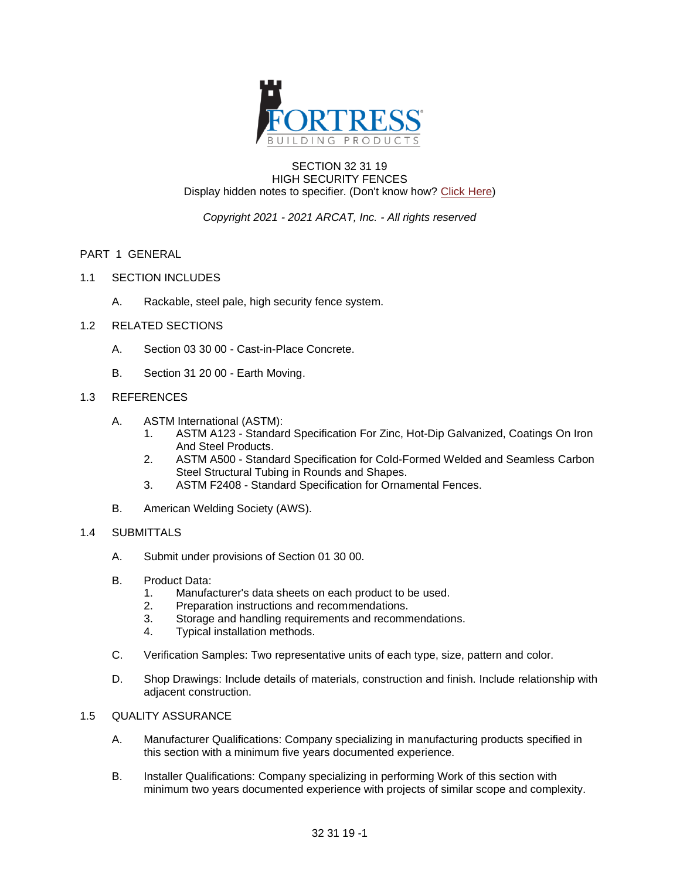FORTRESS
BUILDING PRODUCTS

# SECTION 32 31 19
# HIGH SECURITY FENCES

Display hidden notes to specifier. (Don't know how? Click Here)

*Copyright 2021 - 2021 ARCAT, Inc. - All rights reserved*

## PART 1 GENERAL

### 1.1 SECTION INCLUDES

A. Rackable, steel pale, high security fence system.

### 1.2 RELATED SECTIONS

A. Section 03 30 00 - Cast-in-Place Concrete.

B. Section 31 20 00 - Earth Moving.

### 1.3 REFERENCES

A. ASTM International (ASTM):
   1. ASTM A123 - Standard Specification For Zinc, Hot-Dip Galvanized, Coatings On Iron And Steel Products.
   2. ASTM A500 - Standard Specification for Cold-Formed Welded and Seamless Carbon Steel Structural Tubing in Rounds and Shapes.
   3. ASTM F2408 - Standard Specification for Ornamental Fences.

B. American Welding Society (AWS).

### 1.4 SUBMITTALS

A. Submit under provisions of Section 01 30 00.

B. Product Data:
   1. Manufacturer's data sheets on each product to be used.
   2. Preparation instructions and recommendations.
   3. Storage and handling requirements and recommendations.
   4. Typical installation methods.

C. Verification Samples: Two representative units of each type, size, pattern and color.

D. Shop Drawings: Include details of materials, construction and finish. Include relationship with adjacent construction.

### 1.5 QUALITY ASSURANCE

A. Manufacturer Qualifications: Company specializing in manufacturing products specified in this section with a minimum five years documented experience.

B. Installer Qualifications: Company specializing in performing Work of this section with minimum two years documented experience with projects of similar scope and complexity.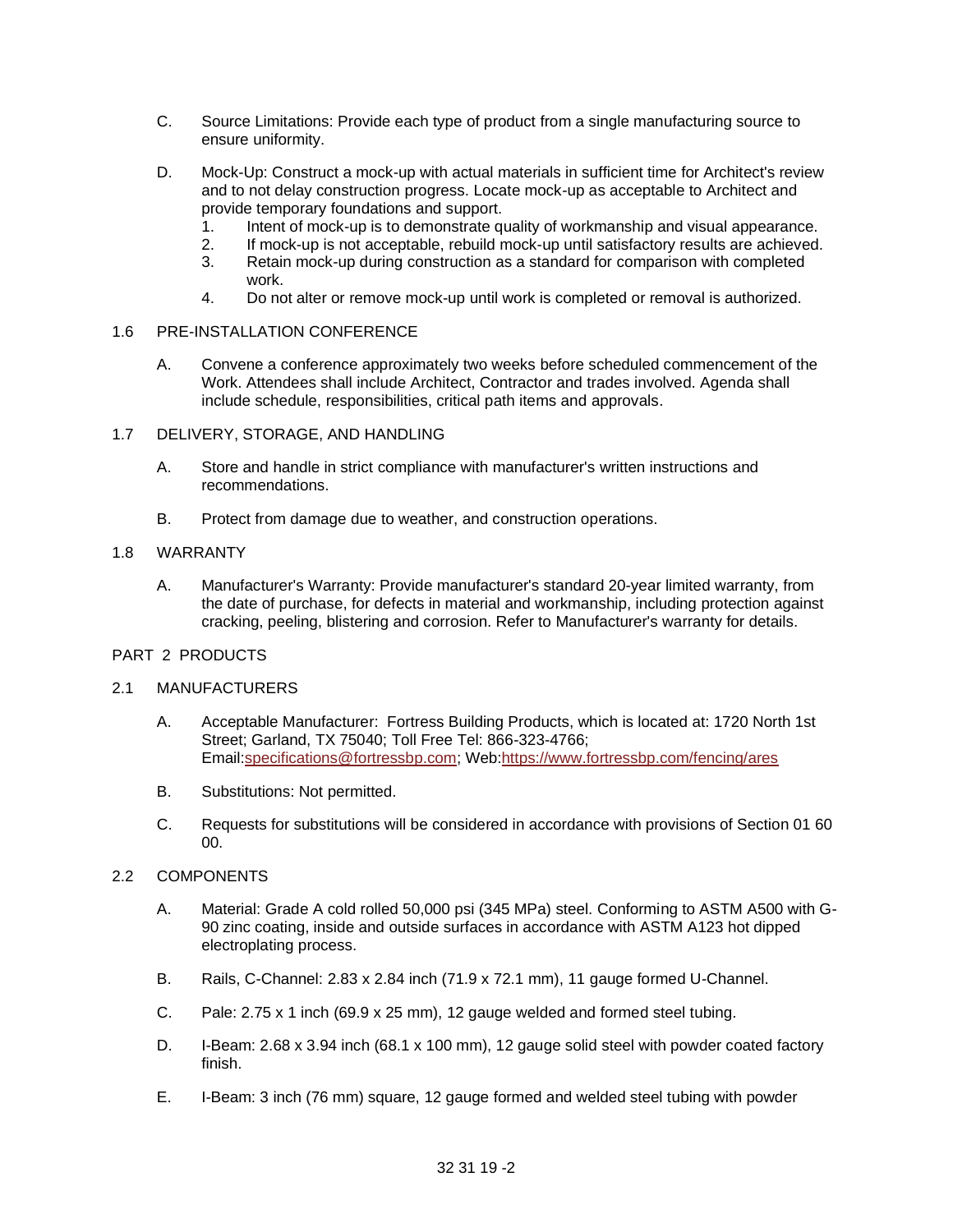C. Source Limitations: Provide each type of product from a single manufacturing source to ensure uniformity.

D. Mock-Up: Construct a mock-up with actual materials in sufficient time for Architect's review and to not delay construction progress. Locate mock-up as acceptable to Architect and provide temporary foundations and support.
   1. Intent of mock-up is to demonstrate quality of workmanship and visual appearance.
   2. If mock-up is not acceptable, rebuild mock-up until satisfactory results are achieved.
   3. Retain mock-up during construction as a standard for comparison with completed work.
   4. Do not alter or remove mock-up until work is completed or removal is authorized.

## 1.6 PRE-INSTALLATION CONFERENCE

A. Convene a conference approximately two weeks before scheduled commencement of the Work. Attendees shall include Architect, Contractor and trades involved. Agenda shall include schedule, responsibilities, critical path items and approvals.

## 1.7 DELIVERY, STORAGE, AND HANDLING

A. Store and handle in strict compliance with manufacturer's written instructions and recommendations.

B. Protect from damage due to weather, and construction operations.

## 1.8 WARRANTY

A. Manufacturer's Warranty: Provide manufacturer's standard 20-year limited warranty, from the date of purchase, for defects in material and workmanship, including protection against cracking, peeling, blistering and corrosion. Refer to Manufacturer's warranty for details.

# PART 2 PRODUCTS

## 2.1 MANUFACTURERS

A. Acceptable Manufacturer: Fortress Building Products, which is located at: 1720 North 1st Street; Garland, TX 75040; Toll Free Tel: 866-323-4766; Email:specifications@fortressbp.com; Web:https://www.fortressbp.com/fencing/ares

B. Substitutions: Not permitted.

C. Requests for substitutions will be considered in accordance with provisions of Section 01 60 00.

## 2.2 COMPONENTS

A. Material: Grade A cold rolled 50,000 psi (345 MPa) steel. Conforming to ASTM A500 with G-90 zinc coating, inside and outside surfaces in accordance with ASTM A123 hot dipped electroplating process.

B. Rails, C-Channel: 2.83 x 2.84 inch (71.9 x 72.1 mm), 11 gauge formed U-Channel.

C. Pale: 2.75 x 1 inch (69.9 x 25 mm), 12 gauge welded and formed steel tubing.

D. I-Beam: 2.68 x 3.94 inch (68.1 x 100 mm), 12 gauge solid steel with powder coated factory finish.

E. I-Beam: 3 inch (76 mm) square, 12 gauge formed and welded steel tubing with powder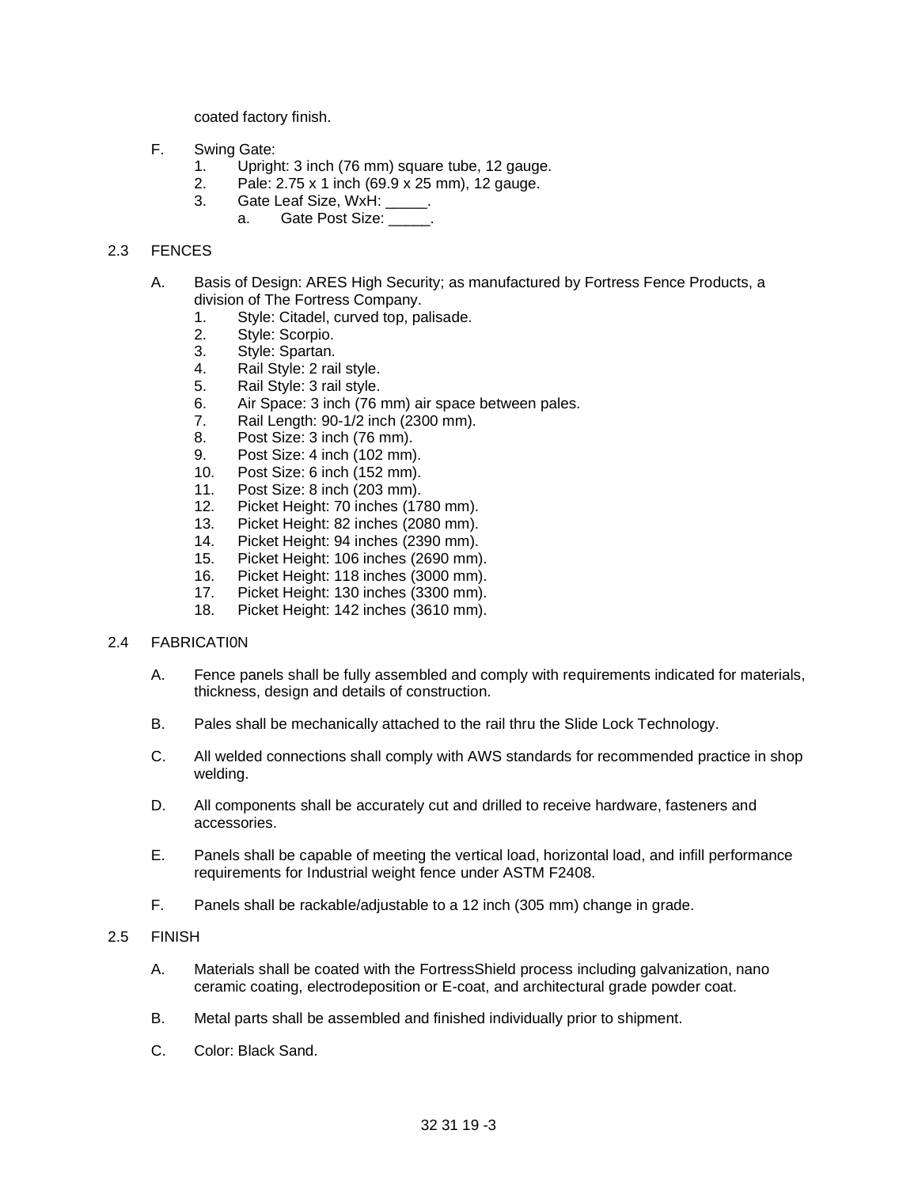coated factory finish.

F. Swing Gate:
   1. Upright: 3 inch (76 mm) square tube, 12 gauge.
   2. Pale: 2.75 x 1 inch (69.9 x 25 mm), 12 gauge.
   3. Gate Leaf Size, WxH: _____.
      a. Gate Post Size: _____.

## 2.3 FENCES

A. Basis of Design: ARES High Security; as manufactured by Fortress Fence Products, a division of The Fortress Company.
   1. Style: Citadel, curved top, palisade.
   2. Style: Scorpio.
   3. Style: Spartan.
   4. Rail Style: 2 rail style.
   5. Rail Style: 3 rail style.
   6. Air Space: 3 inch (76 mm) air space between pales.
   7. Rail Length: 90-1/2 inch (2300 mm).
   8. Post Size: 3 inch (76 mm).
   9. Post Size: 4 inch (102 mm).
   10. Post Size: 6 inch (152 mm).
   11. Post Size: 8 inch (203 mm).
   12. Picket Height: 70 inches (1780 mm).
   13. Picket Height: 82 inches (2080 mm).
   14. Picket Height: 94 inches (2390 mm).
   15. Picket Height: 106 inches (2690 mm).
   16. Picket Height: 118 inches (3000 mm).
   17. Picket Height: 130 inches (3300 mm).
   18. Picket Height: 142 inches (3610 mm).

## 2.4 FABRICATI0N

A. Fence panels shall be fully assembled and comply with requirements indicated for materials, thickness, design and details of construction.

B. Pales shall be mechanically attached to the rail thru the Slide Lock Technology.

C. All welded connections shall comply with AWS standards for recommended practice in shop welding.

D. All components shall be accurately cut and drilled to receive hardware, fasteners and accessories.

E. Panels shall be capable of meeting the vertical load, horizontal load, and infill performance requirements for Industrial weight fence under ASTM F2408.

F. Panels shall be rackable/adjustable to a 12 inch (305 mm) change in grade.

## 2.5 FINISH

A. Materials shall be coated with the FortressShield process including galvanization, nano ceramic coating, electrodeposition or E-coat, and architectural grade powder coat.

B. Metal parts shall be assembled and finished individually prior to shipment.

C. Color: Black Sand.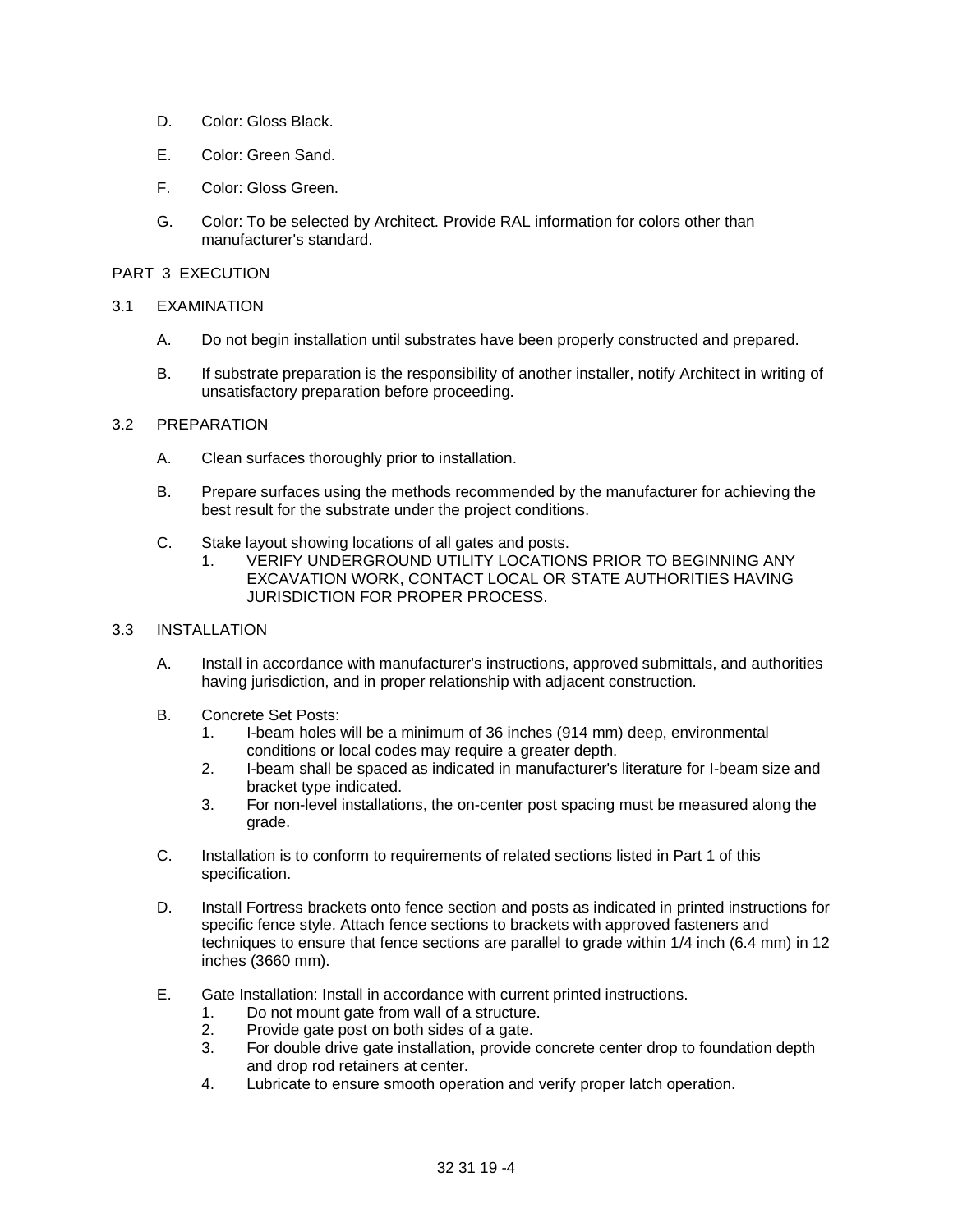D. Color: Gloss Black.

E. Color: Green Sand.

F. Color: Gloss Green.

G. Color: To be selected by Architect. Provide RAL information for colors other than manufacturer's standard.

## PART 3 EXECUTION

### 3.1 EXAMINATION

A. Do not begin installation until substrates have been properly constructed and prepared.

B. If substrate preparation is the responsibility of another installer, notify Architect in writing of unsatisfactory preparation before proceeding.

### 3.2 PREPARATION

A. Clean surfaces thoroughly prior to installation.

B. Prepare surfaces using the methods recommended by the manufacturer for achieving the best result for the substrate under the project conditions.

C. Stake layout showing locations of all gates and posts.
   1. VERIFY UNDERGROUND UTILITY LOCATIONS PRIOR TO BEGINNING ANY EXCAVATION WORK, CONTACT LOCAL OR STATE AUTHORITIES HAVING JURISDICTION FOR PROPER PROCESS.

### 3.3 INSTALLATION

A. Install in accordance with manufacturer's instructions, approved submittals, and authorities having jurisdiction, and in proper relationship with adjacent construction.

B. Concrete Set Posts:
   1. I-beam holes will be a minimum of 36 inches (914 mm) deep, environmental conditions or local codes may require a greater depth.
   2. I-beam shall be spaced as indicated in manufacturer's literature for I-beam size and bracket type indicated.
   3. For non-level installations, the on-center post spacing must be measured along the grade.

C. Installation is to conform to requirements of related sections listed in Part 1 of this specification.

D. Install Fortress brackets onto fence section and posts as indicated in printed instructions for specific fence style. Attach fence sections to brackets with approved fasteners and techniques to ensure that fence sections are parallel to grade within 1/4 inch (6.4 mm) in 12 inches (3660 mm).

E. Gate Installation: Install in accordance with current printed instructions.
   1. Do not mount gate from wall of a structure.
   2. Provide gate post on both sides of a gate.
   3. For double drive gate installation, provide concrete center drop to foundation depth and drop rod retainers at center.
   4. Lubricate to ensure smooth operation and verify proper latch operation.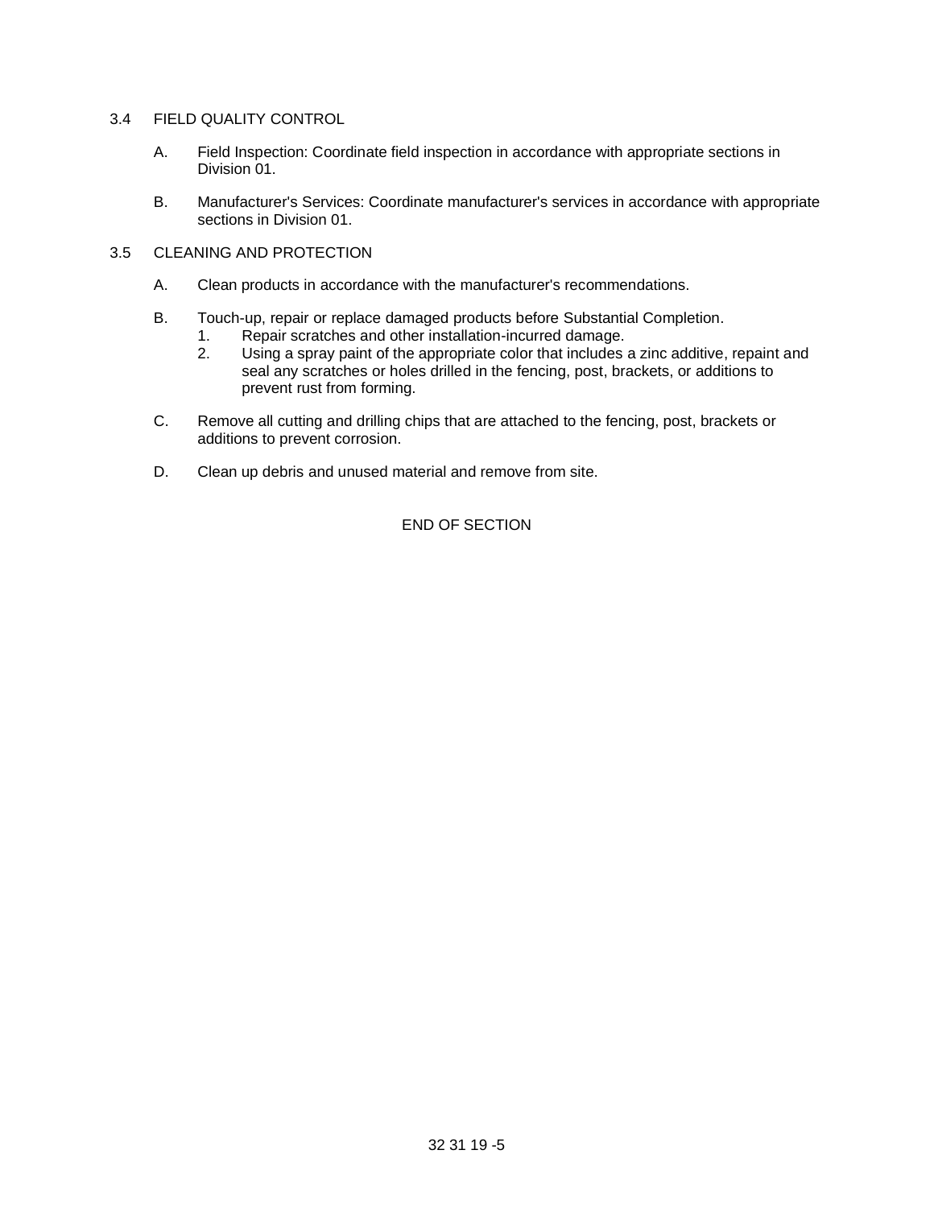## 3.4 FIELD QUALITY CONTROL

A. Field Inspection: Coordinate field inspection in accordance with appropriate sections in Division 01.

B. Manufacturer's Services: Coordinate manufacturer's services in accordance with appropriate sections in Division 01.

## 3.5 CLEANING AND PROTECTION

A. Clean products in accordance with the manufacturer's recommendations.

B. Touch-up, repair or replace damaged products before Substantial Completion.
   1. Repair scratches and other installation-incurred damage.
   2. Using a spray paint of the appropriate color that includes a zinc additive, repaint and seal any scratches or holes drilled in the fencing, post, brackets, or additions to prevent rust from forming.

C. Remove all cutting and drilling chips that are attached to the fencing, post, brackets or additions to prevent corrosion.

D. Clean up debris and unused material and remove from site.

END OF SECTION